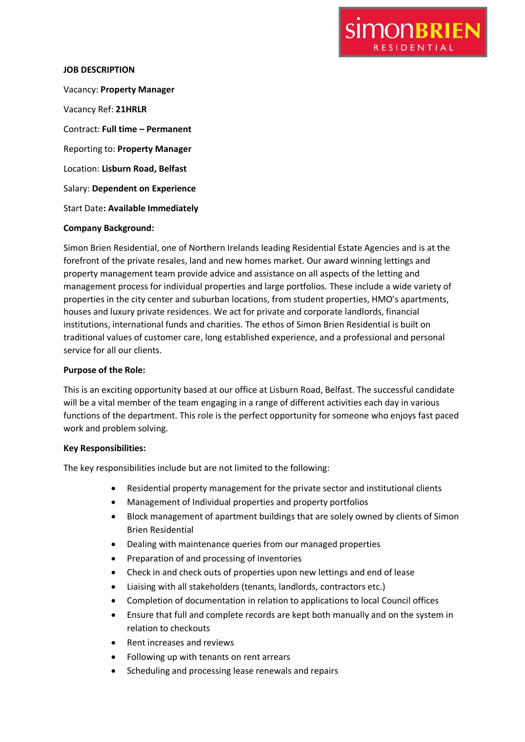**JOB DESCRIPTION**

Vacancy: **Property Manager**

Vacancy Ref: **21HRLR**

Contract: **Full time – Permanent**

Reporting to: **Property Manager**

Location: **Lisburn Road, Belfast**

Salary: **Dependent on Experience**

Start Date**: Available Immediately**

**Company Background:**

Simon Brien Residential, one of Northern Irelands leading Residential Estate Agencies and is at the forefront of the private resales, land and new homes market. Our award winning lettings and property management team provide advice and assistance on all aspects of the letting and management process for individual properties and large portfolios. These include a wide variety of properties in the city center and suburban locations, from student properties, HMO's apartments, houses and luxury private residences. We act for private and corporate landlords, financial institutions, international funds and charities. The ethos of Simon Brien Residential is built on traditional values of customer care, long established experience, and a professional and personal service for all our clients.

**Purpose of the Role:**

This is an exciting opportunity based at our office at Lisburn Road, Belfast. The successful candidate will be a vital member of the team engaging in a range of different activities each day in various functions of the department. This role is the perfect opportunity for someone who enjoys fast paced work and problem solving.

**Key Responsibilities:**

The key responsibilities include but are not limited to the following:

- Residential property management for the private sector and institutional clients
- Management of Individual properties and property portfolios
- Block management of apartment buildings that are solely owned by clients of Simon Brien Residential
- Dealing with maintenance queries from our managed properties
- Preparation of and processing of inventories
- Check in and check outs of properties upon new lettings and end of lease
- Liaising with all stakeholders (tenants, landlords, contractors etc.)
- Completion of documentation in relation to applications to local Council offices
- Ensure that full and complete records are kept both manually and on the system in relation to checkouts
- Rent increases and reviews
- Following up with tenants on rent arrears
- Scheduling and processing lease renewals and repairs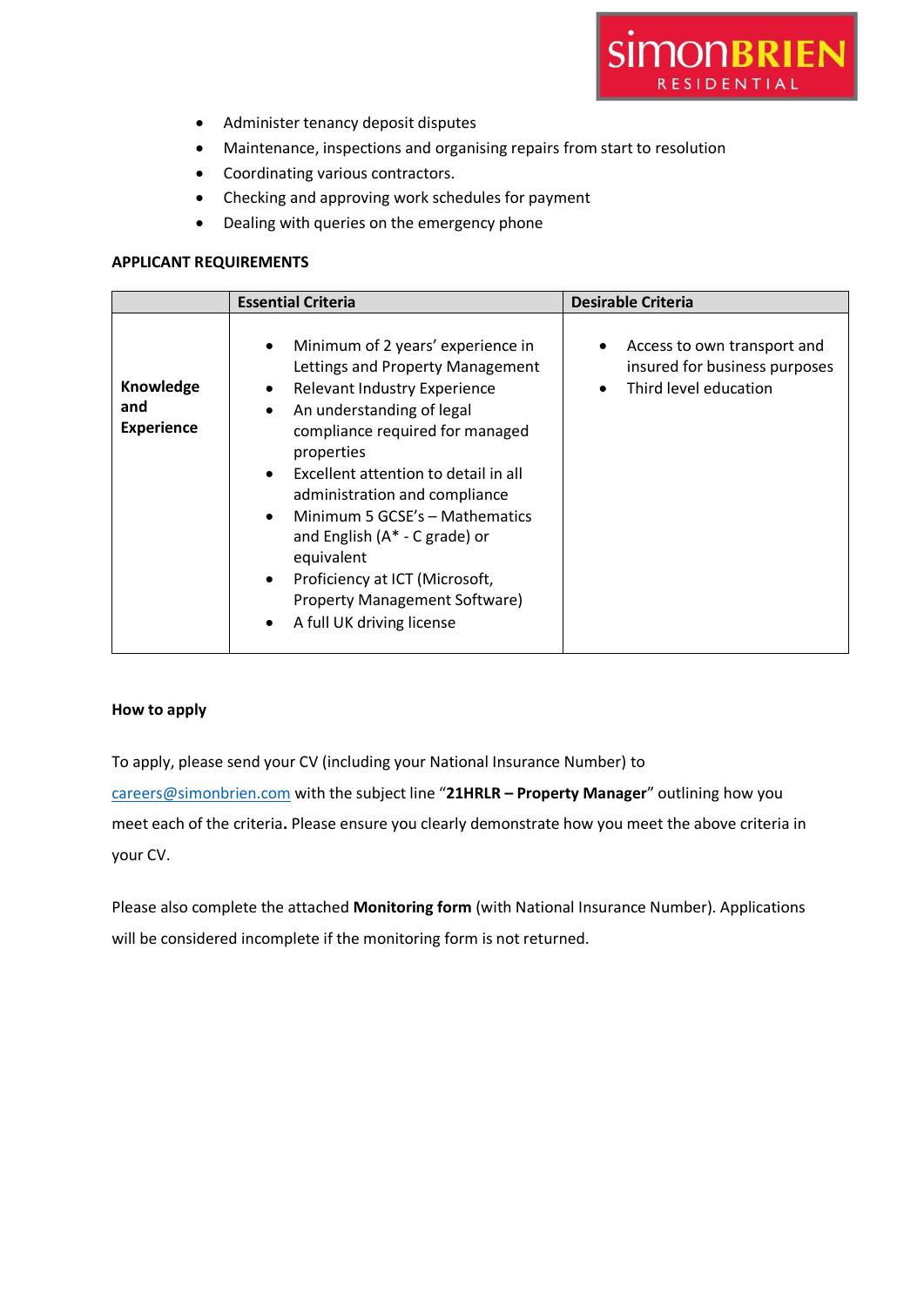- Administer tenancy deposit disputes
- Maintenance, inspections and organising repairs from start to resolution
- Coordinating various contractors.
- Checking and approving work schedules for payment
- Dealing with queries on the emergency phone

**APPLICANT REQUIREMENTS**

| | Essential Criteria | Desirable Criteria |
|---|---|---|
| **Knowledge and Experience** | • Minimum of 2 years' experience in Lettings and Property Management<br>• Relevant Industry Experience<br>• An understanding of legal compliance required for managed properties<br>• Excellent attention to detail in all administration and compliance<br>• Minimum 5 GCSE's – Mathematics and English (A* - C grade) or equivalent<br>• Proficiency at ICT (Microsoft, Property Management Software)<br>• A full UK driving license | • Access to own transport and insured for business purposes<br>• Third level education |

**How to apply**

To apply, please send your CV (including your National Insurance Number) to careers@simonbrien.com with the subject line "**21HRLR – Property Manager**" outlining how you meet each of the criteria**.** Please ensure you clearly demonstrate how you meet the above criteria in your CV.

Please also complete the attached **Monitoring form** (with National Insurance Number). Applications will be considered incomplete if the monitoring form is not returned.